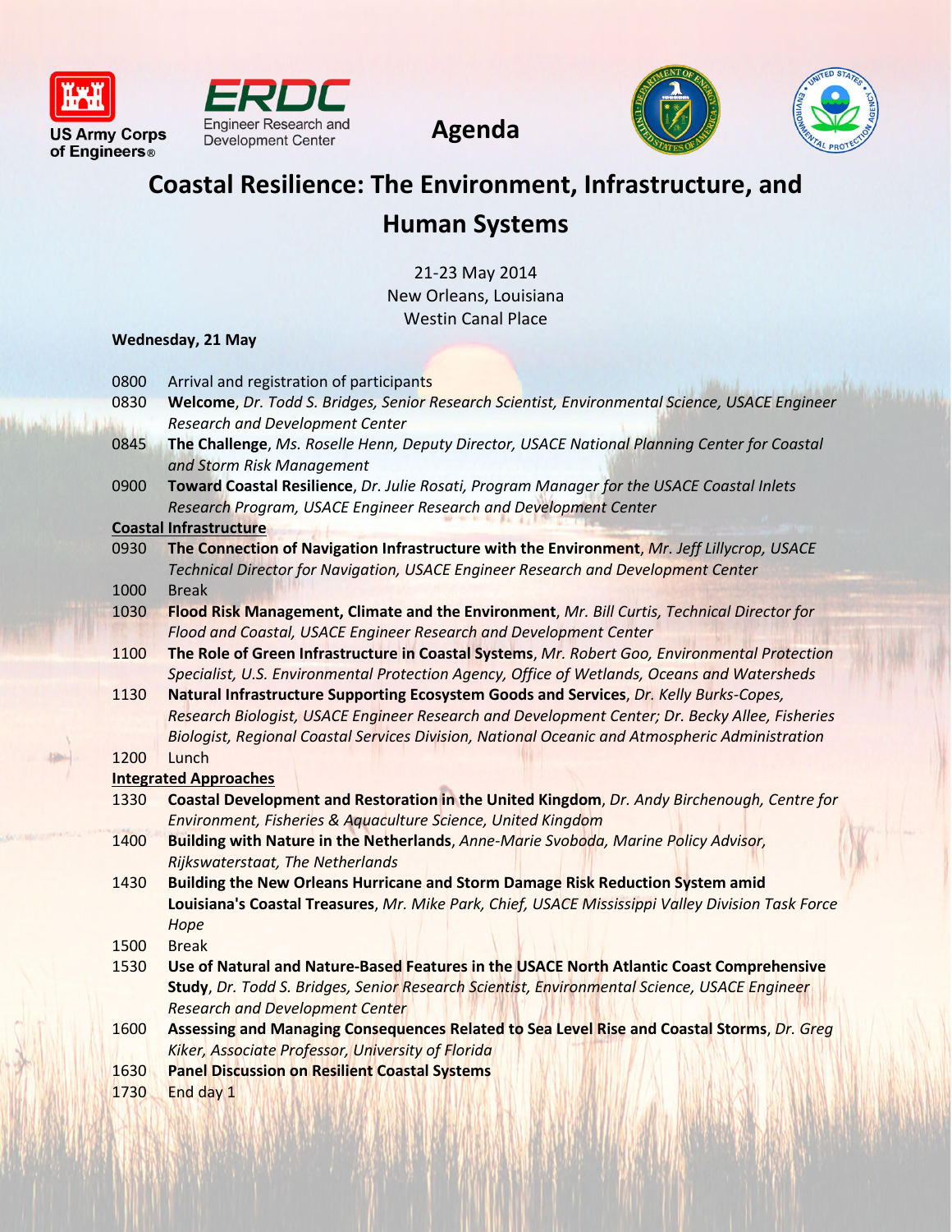US Army Corps of Engineers

ERDC Engineer Research and Development Center

# Agenda

# Coastal Resilience: The Environment, Infrastructure, and Human Systems

21-23 May 2014
New Orleans, Louisiana
Westin Canal Place

**Wednesday, 21 May**

0800 Arrival and registration of participants

0830 **Welcome**, *Dr. Todd S. Bridges, Senior Research Scientist, Environmental Science, USACE Engineer Research and Development Center*

0845 **The Challenge**, *Ms. Roselle Henn, Deputy Director, USACE National Planning Center for Coastal and Storm Risk Management*

0900 **Toward Coastal Resilience**, *Dr. Julie Rosati, Program Manager for the USACE Coastal Inlets Research Program, USACE Engineer Research and Development Center*

**Coastal Infrastructure**

0930 **The Connection of Navigation Infrastructure with the Environment**, *Mr. Jeff Lillycrop, USACE Technical Director for Navigation, USACE Engineer Research and Development Center*

1000 Break

1030 **Flood Risk Management, Climate and the Environment**, *Mr. Bill Curtis, Technical Director for Flood and Coastal, USACE Engineer Research and Development Center*

1100 **The Role of Green Infrastructure in Coastal Systems**, *Mr. Robert Goo, Environmental Protection Specialist, U.S. Environmental Protection Agency, Office of Wetlands, Oceans and Watersheds*

1130 **Natural Infrastructure Supporting Ecosystem Goods and Services**, *Dr. Kelly Burks-Copes, Research Biologist, USACE Engineer Research and Development Center; Dr. Becky Allee, Fisheries Biologist, Regional Coastal Services Division, National Oceanic and Atmospheric Administration*

1200 Lunch

**Integrated Approaches**

1330 **Coastal Development and Restoration in the United Kingdom**, *Dr. Andy Birchenough, Centre for Environment, Fisheries & Aquaculture Science, United Kingdom*

1400 **Building with Nature in the Netherlands**, *Anne-Marie Svoboda, Marine Policy Advisor, Rijkswaterstaat, The Netherlands*

1430 **Building the New Orleans Hurricane and Storm Damage Risk Reduction System amid Louisiana's Coastal Treasures**, *Mr. Mike Park, Chief, USACE Mississippi Valley Division Task Force Hope*

1500 Break

1530 **Use of Natural and Nature-Based Features in the USACE North Atlantic Coast Comprehensive Study**, *Dr. Todd S. Bridges, Senior Research Scientist, Environmental Science, USACE Engineer Research and Development Center*

1600 **Assessing and Managing Consequences Related to Sea Level Rise and Coastal Storms**, *Dr. Greg Kiker, Associate Professor, University of Florida*

1630 **Panel Discussion on Resilient Coastal Systems**

1730 End day 1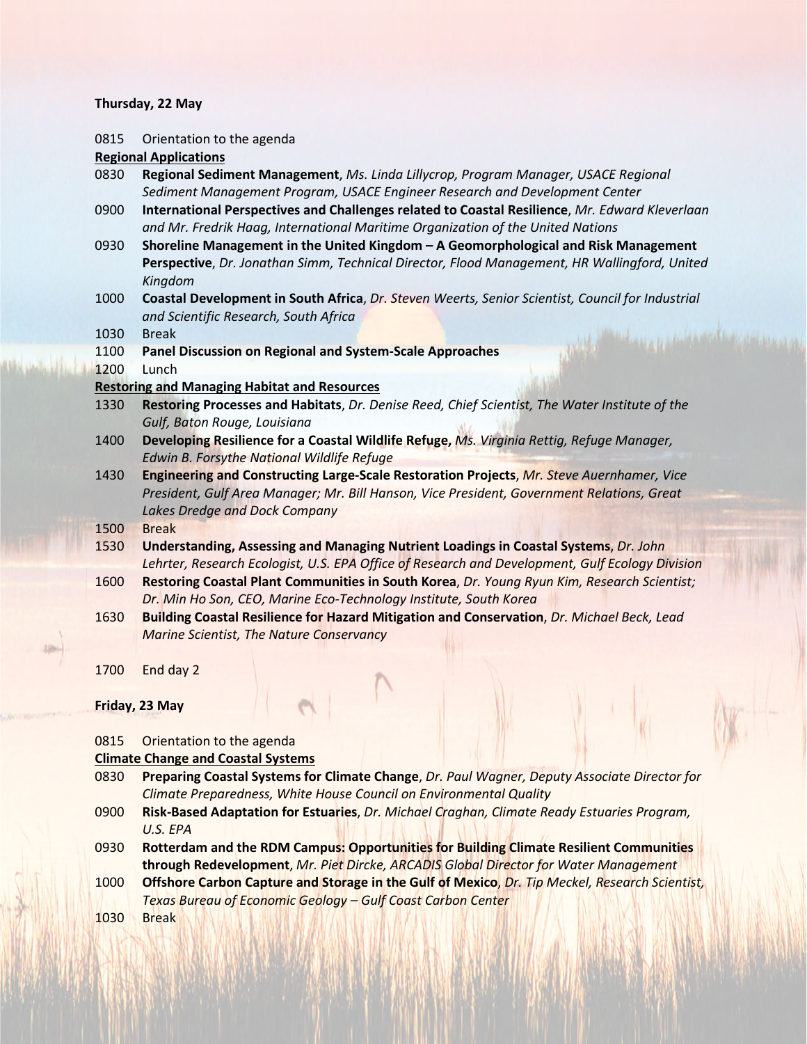**Thursday, 22 May**

0815 Orientation to the agenda

**Regional Applications**

0830 **Regional Sediment Management**, *Ms. Linda Lillycrop, Program Manager, USACE Regional Sediment Management Program, USACE Engineer Research and Development Center*

0900 **International Perspectives and Challenges related to Coastal Resilience**, *Mr. Edward Kleverlaan and Mr. Fredrik Haag, International Maritime Organization of the United Nations*

0930 **Shoreline Management in the United Kingdom – A Geomorphological and Risk Management Perspective**, *Dr. Jonathan Simm, Technical Director, Flood Management, HR Wallingford, United Kingdom*

1000 **Coastal Development in South Africa**, *Dr. Steven Weerts, Senior Scientist, Council for Industrial and Scientific Research, South Africa*

1030 Break

1100 **Panel Discussion on Regional and System-Scale Approaches**

1200 Lunch

**Restoring and Managing Habitat and Resources**

1330 **Restoring Processes and Habitats**, *Dr. Denise Reed, Chief Scientist, The Water Institute of the Gulf, Baton Rouge, Louisiana*

1400 **Developing Resilience for a Coastal Wildlife Refuge,** *Ms. Virginia Rettig, Refuge Manager, Edwin B. Forsythe National Wildlife Refuge*

1430 **Engineering and Constructing Large-Scale Restoration Projects**, *Mr. Steve Auernhamer, Vice President, Gulf Area Manager; Mr. Bill Hanson, Vice President, Government Relations, Great Lakes Dredge and Dock Company*

1500 Break

1530 **Understanding, Assessing and Managing Nutrient Loadings in Coastal Systems**, *Dr. John Lehrter, Research Ecologist, U.S. EPA Office of Research and Development, Gulf Ecology Division*

1600 **Restoring Coastal Plant Communities in South Korea**, *Dr. Young Ryun Kim, Research Scientist; Dr. Min Ho Son, CEO, Marine Eco-Technology Institute, South Korea*

1630 **Building Coastal Resilience for Hazard Mitigation and Conservation**, *Dr. Michael Beck, Lead Marine Scientist, The Nature Conservancy*

1700 End day 2

**Friday, 23 May**

0815 Orientation to the agenda

**Climate Change and Coastal Systems**

0830 **Preparing Coastal Systems for Climate Change**, *Dr. Paul Wagner, Deputy Associate Director for Climate Preparedness, White House Council on Environmental Quality*

0900 **Risk-Based Adaptation for Estuaries**, *Dr. Michael Craghan, Climate Ready Estuaries Program, U.S. EPA*

0930 **Rotterdam and the RDM Campus: Opportunities for Building Climate Resilient Communities through Redevelopment**, *Mr. Piet Dircke, ARCADIS Global Director for Water Management*

1000 **Offshore Carbon Capture and Storage in the Gulf of Mexico**, *Dr. Tip Meckel, Research Scientist, Texas Bureau of Economic Geology – Gulf Coast Carbon Center*

1030 Break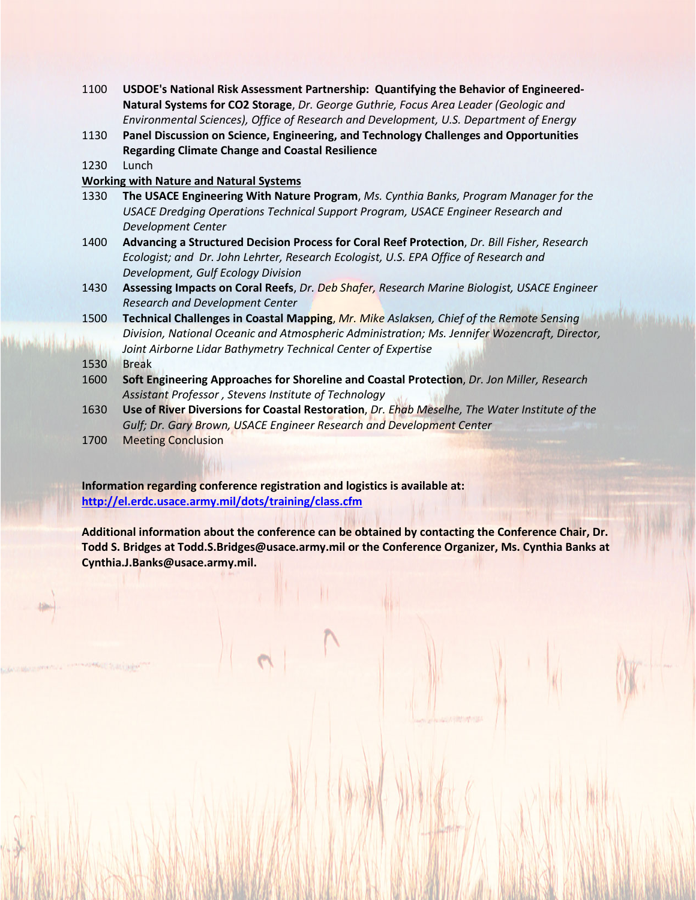1100 **USDOE's National Risk Assessment Partnership: Quantifying the Behavior of Engineered-Natural Systems for CO2 Storage**, *Dr. George Guthrie, Focus Area Leader (Geologic and Environmental Sciences), Office of Research and Development, U.S. Department of Energy*

1130 **Panel Discussion on Science, Engineering, and Technology Challenges and Opportunities Regarding Climate Change and Coastal Resilience**

1230 Lunch

**Working with Nature and Natural Systems**

1330 **The USACE Engineering With Nature Program**, *Ms. Cynthia Banks, Program Manager for the USACE Dredging Operations Technical Support Program, USACE Engineer Research and Development Center*

1400 **Advancing a Structured Decision Process for Coral Reef Protection**, *Dr. Bill Fisher, Research Ecologist; and Dr. John Lehrter, Research Ecologist, U.S. EPA Office of Research and Development, Gulf Ecology Division*

1430 **Assessing Impacts on Coral Reefs**, *Dr. Deb Shafer, Research Marine Biologist, USACE Engineer Research and Development Center*

1500 **Technical Challenges in Coastal Mapping**, *Mr. Mike Aslaksen, Chief of the Remote Sensing Division, National Oceanic and Atmospheric Administration; Ms. Jennifer Wozencraft, Director, Joint Airborne Lidar Bathymetry Technical Center of Expertise*

1530 Break

1600 **Soft Engineering Approaches for Shoreline and Coastal Protection**, *Dr. Jon Miller, Research Assistant Professor , Stevens Institute of Technology*

1630 **Use of River Diversions for Coastal Restoration**, *Dr. Ehab Meselhe, The Water Institute of the Gulf; Dr. Gary Brown, USACE Engineer Research and Development Center*

1700 Meeting Conclusion

**Information regarding conference registration and logistics is available at:**
**http://el.erdc.usace.army.mil/dots/training/class.cfm**

**Additional information about the conference can be obtained by contacting the Conference Chair, Dr. Todd S. Bridges at Todd.S.Bridges@usace.army.mil or the Conference Organizer, Ms. Cynthia Banks at Cynthia.J.Banks@usace.army.mil.**